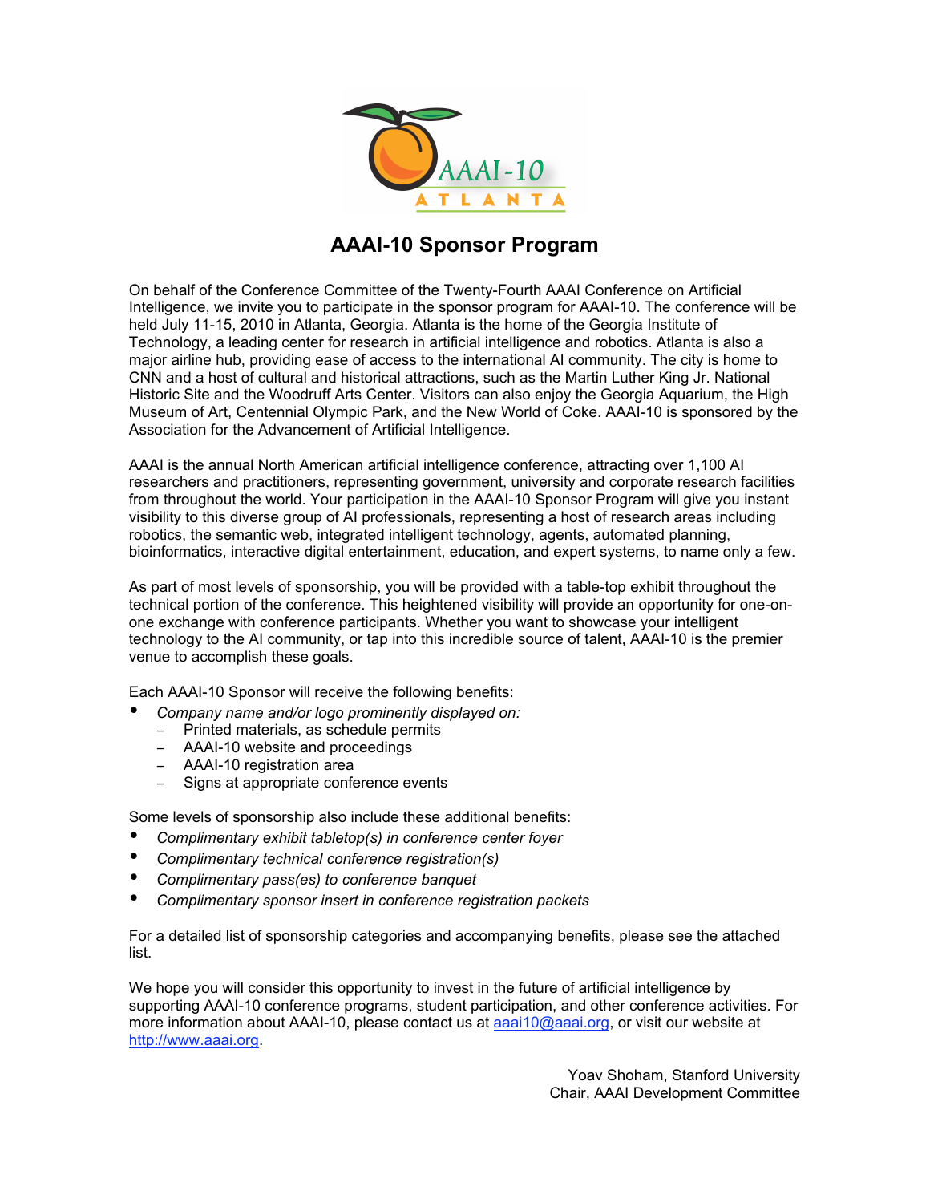AAAI-10 ATLANTA

# AAAI-10 Sponsor Program

On behalf of the Conference Committee of the Twenty-Fourth AAAI Conference on Artificial Intelligence, we invite you to participate in the sponsor program for AAAI-10. The conference will be held July 11-15, 2010 in Atlanta, Georgia. Atlanta is the home of the Georgia Institute of Technology, a leading center for research in artificial intelligence and robotics. Atlanta is also a major airline hub, providing ease of access to the international AI community. The city is home to CNN and a host of cultural and historical attractions, such as the Martin Luther King Jr. National Historic Site and the Woodruff Arts Center. Visitors can also enjoy the Georgia Aquarium, the High Museum of Art, Centennial Olympic Park, and the New World of Coke. AAAI-10 is sponsored by the Association for the Advancement of Artificial Intelligence.

AAAI is the annual North American artificial intelligence conference, attracting over 1,100 AI researchers and practitioners, representing government, university and corporate research facilities from throughout the world. Your participation in the AAAI-10 Sponsor Program will give you instant visibility to this diverse group of AI professionals, representing a host of research areas including robotics, the semantic web, integrated intelligent technology, agents, automated planning, bioinformatics, interactive digital entertainment, education, and expert systems, to name only a few.

As part of most levels of sponsorship, you will be provided with a table-top exhibit throughout the technical portion of the conference. This heightened visibility will provide an opportunity for one-on-one exchange with conference participants. Whether you want to showcase your intelligent technology to the AI community, or tap into this incredible source of talent, AAAI-10 is the premier venue to accomplish these goals.

Each AAAI-10 Sponsor will receive the following benefits:

- *Company name and/or logo prominently displayed on:*
  - Printed materials, as schedule permits
  - AAAI-10 website and proceedings
  - AAAI-10 registration area
  - Signs at appropriate conference events

Some levels of sponsorship also include these additional benefits:

- *Complimentary exhibit tabletop(s) in conference center foyer*
- *Complimentary technical conference registration(s)*
- *Complimentary pass(es) to conference banquet*
- *Complimentary sponsor insert in conference registration packets*

For a detailed list of sponsorship categories and accompanying benefits, please see the attached list.

We hope you will consider this opportunity to invest in the future of artificial intelligence by supporting AAAI-10 conference programs, student participation, and other conference activities. For more information about AAAI-10, please contact us at aaai10@aaai.org, or visit our website at http://www.aaai.org.

Yoav Shoham, Stanford University
Chair, AAAI Development Committee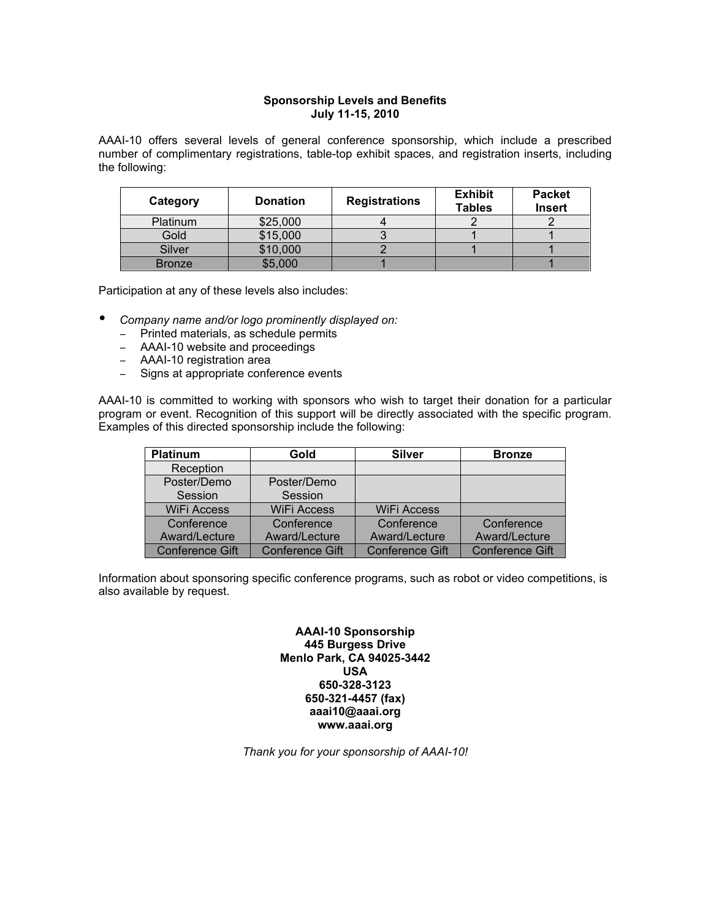**Sponsorship Levels and Benefits**
**July 11-15, 2010**

AAAI-10 offers several levels of general conference sponsorship, which include a prescribed number of complimentary registrations, table-top exhibit spaces, and registration inserts, including the following:

| Category | Donation | Registrations | Exhibit Tables | Packet Insert |
|---|---|---|---|---|
| Platinum | $25,000 | 4 | 2 | 2 |
| Gold | $15,000 | 3 | 1 | 1 |
| Silver | $10,000 | 2 | 1 | 1 |
| Bronze | $5,000 | 1 | | 1 |

Participation at any of these levels also includes:

- *Company name and/or logo prominently displayed on:*
  - Printed materials, as schedule permits
  - AAAI-10 website and proceedings
  - AAAI-10 registration area
  - Signs at appropriate conference events

AAAI-10 is committed to working with sponsors who wish to target their donation for a particular program or event. Recognition of this support will be directly associated with the specific program. Examples of this directed sponsorship include the following:

| Platinum | Gold | Silver | Bronze |
|---|---|---|---|
| Reception | | | |
| Poster/Demo Session | Poster/Demo Session | | |
| WiFi Access | WiFi Access | WiFi Access | |
| Conference Award/Lecture | Conference Award/Lecture | Conference Award/Lecture | Conference Award/Lecture |
| Conference Gift | Conference Gift | Conference Gift | Conference Gift |

Information about sponsoring specific conference programs, such as robot or video competitions, is also available by request.

**AAAI-10 Sponsorship**
**445 Burgess Drive**
**Menlo Park, CA 94025-3442**
**USA**
**650-328-3123**
**650-321-4457 (fax)**
**aaai10@aaai.org**
**www.aaai.org**

*Thank you for your sponsorship of AAAI-10!*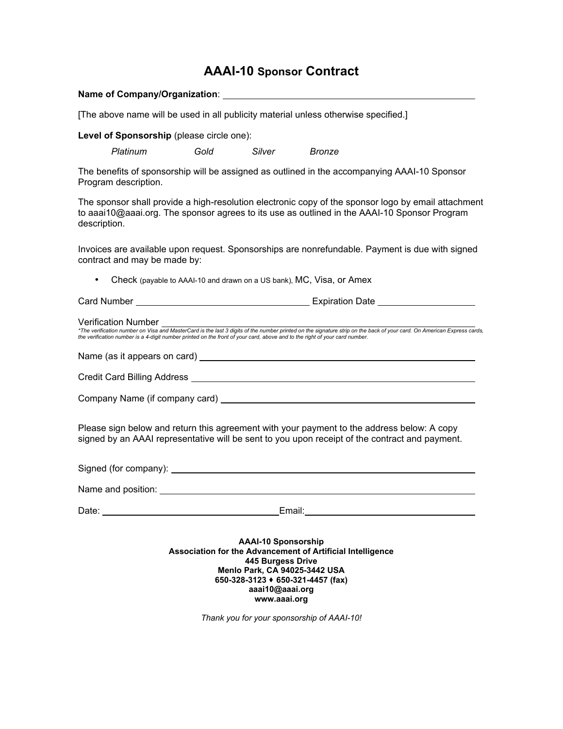# AAAI-10 Sponsor Contract

**Name of Company/Organization**: ______________________________________________

[The above name will be used in all publicity material unless otherwise specified.]

**Level of Sponsorship** (please circle one):

*Platinum* *Gold* *Silver* *Bronze*

The benefits of sponsorship will be assigned as outlined in the accompanying AAAI-10 Sponsor Program description.

The sponsor shall provide a high-resolution electronic copy of the sponsor logo by email attachment to aaai10@aaai.org. The sponsor agrees to its use as outlined in the AAAI-10 Sponsor Program description.

Invoices are available upon request. Sponsorships are nonrefundable. Payment is due with signed contract and may be made by:

- Check (payable to AAAI-10 and drawn on a US bank), MC, Visa, or Amex

Card Number ______________________________ Expiration Date ________________

Verification Number ______________________________________________
*\*The verification number on Visa and MasterCard is the last 3 digits of the number printed on the signature strip on the back of your card. On American Express cards, the verification number is a 4-digit number printed on the front of your card, above and to the right of your card number.*

Name (as it appears on card) ______________________________________________

Credit Card Billing Address ______________________________________________

Company Name (if company card) ______________________________________________

Please sign below and return this agreement with your payment to the address below: A copy signed by an AAAI representative will be sent to you upon receipt of the contract and payment.

Signed (for company): ______________________________________________

Name and position: ______________________________________________

Date: ______________________________ Email: ______________________________

**AAAI-10 Sponsorship**
**Association for the Advancement of Artificial Intelligence**
**445 Burgess Drive**
**Menlo Park, CA 94025-3442 USA**
**650-328-3123 ♦ 650-321-4457 (fax)**
**aaai10@aaai.org**
**www.aaai.org**

*Thank you for your sponsorship of AAAI-10!*